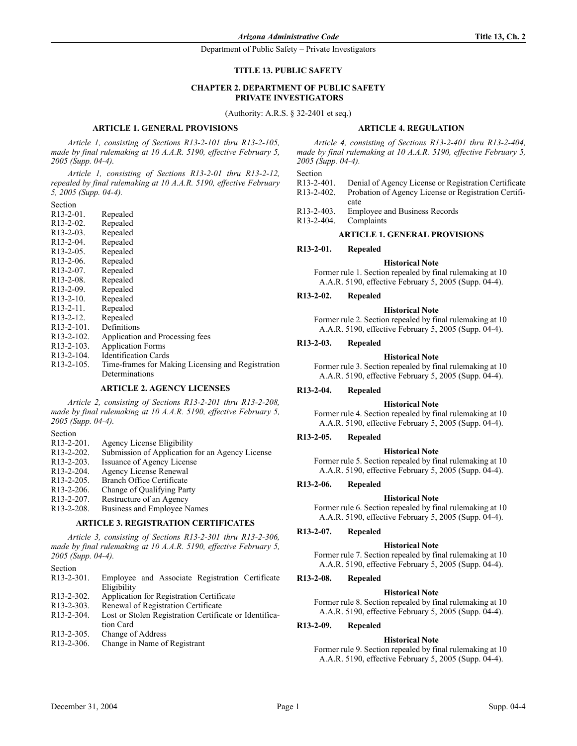# TITLE 13. PUBLIC SAFETY

## CHAPTER 2. DEPARTMENT OF PUBLIC SAFETY PRIVATE INVESTIGATORS

(Authority: A.R.S. § 32-2401 et seq.)

### ARTICLE 1. GENERAL PROVISIONS

*Article 1, consisting of Sections R13-2-101 thru R13-2-105, made by final rulemaking at 10 A.A.R. 5190, effective February 5, 2005 (Supp. 04-4).*

*Article 1, consisting of Sections R13-2-01 thru R13-2-12, repealed by final rulemaking at 10 A.A.R. 5190, effective February 5, 2005 (Supp. 04-4).*

Section
- R13-2-01. Repealed
- R13-2-02. Repealed
- R13-2-03. Repealed
- R13-2-04. Repealed
- R13-2-05. Repealed
- R13-2-06. Repealed
- R13-2-07. Repealed
- R13-2-08. Repealed
- R13-2-09. Repealed
- R13-2-10. Repealed
- R13-2-11. Repealed
- R13-2-12. Repealed
- R13-2-101. Definitions
- R13-2-102. Application and Processing fees
- R13-2-103. Application Forms
- R13-2-104. Identification Cards
- R13-2-105. Time-frames for Making Licensing and Registration Determinations

### ARTICLE 2. AGENCY LICENSES

*Article 2, consisting of Sections R13-2-201 thru R13-2-208, made by final rulemaking at 10 A.A.R. 5190, effective February 5, 2005 (Supp. 04-4).*

Section
- R13-2-201. Agency License Eligibility
- R13-2-202. Submission of Application for an Agency License
- R13-2-203. Issuance of Agency License
- R13-2-204. Agency License Renewal
- R13-2-205. Branch Office Certificate
- R13-2-206. Change of Qualifying Party
- R13-2-207. Restructure of an Agency
- R13-2-208. Business and Employee Names

### ARTICLE 3. REGISTRATION CERTIFICATES

*Article 3, consisting of Sections R13-2-301 thru R13-2-306, made by final rulemaking at 10 A.A.R. 5190, effective February 5, 2005 (Supp. 04-4).*

Section
- R13-2-301. Employee and Associate Registration Certificate Eligibility
- R13-2-302. Application for Registration Certificate
- R13-2-303. Renewal of Registration Certificate
- R13-2-304. Lost or Stolen Registration Certificate or Identification Card
- R13-2-305. Change of Address
- R13-2-306. Change in Name of Registrant

### ARTICLE 4. REGULATION

*Article 4, consisting of Sections R13-2-401 thru R13-2-404, made by final rulemaking at 10 A.A.R. 5190, effective February 5, 2005 (Supp. 04-4).*

Section
- R13-2-401. Denial of Agency License or Registration Certificate
- R13-2-402. Probation of Agency License or Registration Certificate
- R13-2-403. Employee and Business Records
- R13-2-404. Complaints

### ARTICLE 1. GENERAL PROVISIONS

**R13-2-01. Repealed**

**Historical Note**

Former rule 1. Section repealed by final rulemaking at 10 A.A.R. 5190, effective February 5, 2005 (Supp. 04-4).

**R13-2-02. Repealed**

**Historical Note**

Former rule 2. Section repealed by final rulemaking at 10 A.A.R. 5190, effective February 5, 2005 (Supp. 04-4).

**R13-2-03. Repealed**

**Historical Note**

Former rule 3. Section repealed by final rulemaking at 10 A.A.R. 5190, effective February 5, 2005 (Supp. 04-4).

**R13-2-04. Repealed**

**Historical Note**

Former rule 4. Section repealed by final rulemaking at 10 A.A.R. 5190, effective February 5, 2005 (Supp. 04-4).

**R13-2-05. Repealed**

**Historical Note**

Former rule 5. Section repealed by final rulemaking at 10 A.A.R. 5190, effective February 5, 2005 (Supp. 04-4).

**R13-2-06. Repealed**

**Historical Note**

Former rule 6. Section repealed by final rulemaking at 10 A.A.R. 5190, effective February 5, 2005 (Supp. 04-4).

**R13-2-07. Repealed**

**Historical Note**

Former rule 7. Section repealed by final rulemaking at 10 A.A.R. 5190, effective February 5, 2005 (Supp. 04-4).

**R13-2-08. Repealed**

**Historical Note**

Former rule 8. Section repealed by final rulemaking at 10 A.A.R. 5190, effective February 5, 2005 (Supp. 04-4).

**R13-2-09. Repealed**

**Historical Note**

Former rule 9. Section repealed by final rulemaking at 10 A.A.R. 5190, effective February 5, 2005 (Supp. 04-4).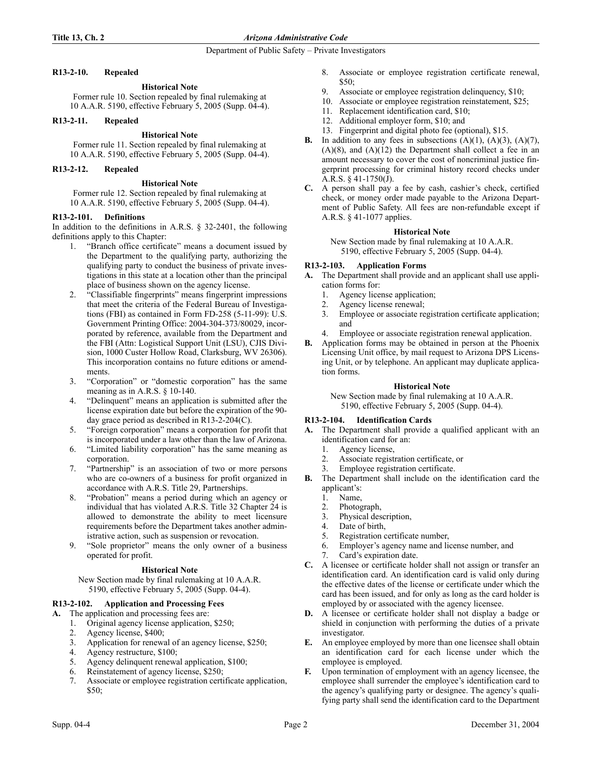**R13-2-10. Repealed**

**Historical Note**

Former rule 10. Section repealed by final rulemaking at 10 A.A.R. 5190, effective February 5, 2005 (Supp. 04-4).

**R13-2-11. Repealed**

**Historical Note**

Former rule 11. Section repealed by final rulemaking at 10 A.A.R. 5190, effective February 5, 2005 (Supp. 04-4).

**R13-2-12. Repealed**

**Historical Note**

Former rule 12. Section repealed by final rulemaking at 10 A.A.R. 5190, effective February 5, 2005 (Supp. 04-4).

**R13-2-101. Definitions**

In addition to the definitions in A.R.S. § 32-2401, the following definitions apply to this Chapter:

1. "Branch office certificate" means a document issued by the Department to the qualifying party, authorizing the qualifying party to conduct the business of private investigations in this state at a location other than the principal place of business shown on the agency license.
2. "Classifiable fingerprints" means fingerprint impressions that meet the criteria of the Federal Bureau of Investigations (FBI) as contained in Form FD-258 (5-11-99): U.S. Government Printing Office: 2004-304-373/80029, incorporated by reference, available from the Department and the FBI (Attn: Logistical Support Unit (LSU), CJIS Division, 1000 Custer Hollow Road, Clarksburg, WV 26306). This incorporation contains no future editions or amendments.
3. "Corporation" or "domestic corporation" has the same meaning as in A.R.S. § 10-140.
4. "Delinquent" means an application is submitted after the license expiration date but before the expiration of the 90-day grace period as described in R13-2-204(C).
5. "Foreign corporation" means a corporation for profit that is incorporated under a law other than the law of Arizona.
6. "Limited liability corporation" has the same meaning as corporation.
7. "Partnership" is an association of two or more persons who are co-owners of a business for profit organized in accordance with A.R.S. Title 29, Partnerships.
8. "Probation" means a period during which an agency or individual that has violated A.R.S. Title 32 Chapter 24 is allowed to demonstrate the ability to meet licensure requirements before the Department takes another administrative action, such as suspension or revocation.
9. "Sole proprietor" means the only owner of a business operated for profit.

**Historical Note**

New Section made by final rulemaking at 10 A.A.R. 5190, effective February 5, 2005 (Supp. 04-4).

**R13-2-102. Application and Processing Fees**

**A.** The application and processing fees are:
   1. Original agency license application, $250;
   2. Agency license, $400;
   3. Application for renewal of an agency license, $250;
   4. Agency restructure, $100;
   5. Agency delinquent renewal application, $100;
   6. Reinstatement of agency license, $250;
   7. Associate or employee registration certificate application, $50;
   8. Associate or employee registration certificate renewal, $50;
   9. Associate or employee registration delinquency, $10;
   10. Associate or employee registration reinstatement, $25;
   11. Replacement identification card, $10;
   12. Additional employer form, $10; and
   13. Fingerprint and digital photo fee (optional), $15.

**B.** In addition to any fees in subsections (A)(1), (A)(3), (A)(7), (A)(8), and (A)(12) the Department shall collect a fee in an amount necessary to cover the cost of noncriminal justice fingerprint processing for criminal history record checks under A.R.S. § 41-1750(J).

**C.** A person shall pay a fee by cash, cashier's check, certified check, or money order made payable to the Arizona Department of Public Safety. All fees are non-refundable except if A.R.S. § 41-1077 applies.

**Historical Note**

New Section made by final rulemaking at 10 A.A.R. 5190, effective February 5, 2005 (Supp. 04-4).

**R13-2-103. Application Forms**

**A.** The Department shall provide and an applicant shall use application forms for:
   1. Agency license application;
   2. Agency license renewal;
   3. Employee or associate registration certificate application; and
   4. Employee or associate registration renewal application.

**B.** Application forms may be obtained in person at the Phoenix Licensing Unit office, by mail request to Arizona DPS Licensing Unit, or by telephone. An applicant may duplicate application forms.

**Historical Note**

New Section made by final rulemaking at 10 A.A.R. 5190, effective February 5, 2005 (Supp. 04-4).

**R13-2-104. Identification Cards**

**A.** The Department shall provide a qualified applicant with an identification card for an:
   1. Agency license,
   2. Associate registration certificate, or
   3. Employee registration certificate.

**B.** The Department shall include on the identification card the applicant's:
   1. Name,
   2. Photograph,
   3. Physical description,
   4. Date of birth,
   5. Registration certificate number,
   6. Employer's agency name and license number, and
   7. Card's expiration date.

**C.** A licensee or certificate holder shall not assign or transfer an identification card. An identification card is valid only during the effective dates of the license or certificate under which the card has been issued, and for only as long as the card holder is employed by or associated with the agency licensee.

**D.** A licensee or certificate holder shall not display a badge or shield in conjunction with performing the duties of a private investigator.

**E.** An employee employed by more than one licensee shall obtain an identification card for each license under which the employee is employed.

**F.** Upon termination of employment with an agency licensee, the employee shall surrender the employee's identification card to the agency's qualifying party or designee. The agency's qualifying party shall send the identification card to the Department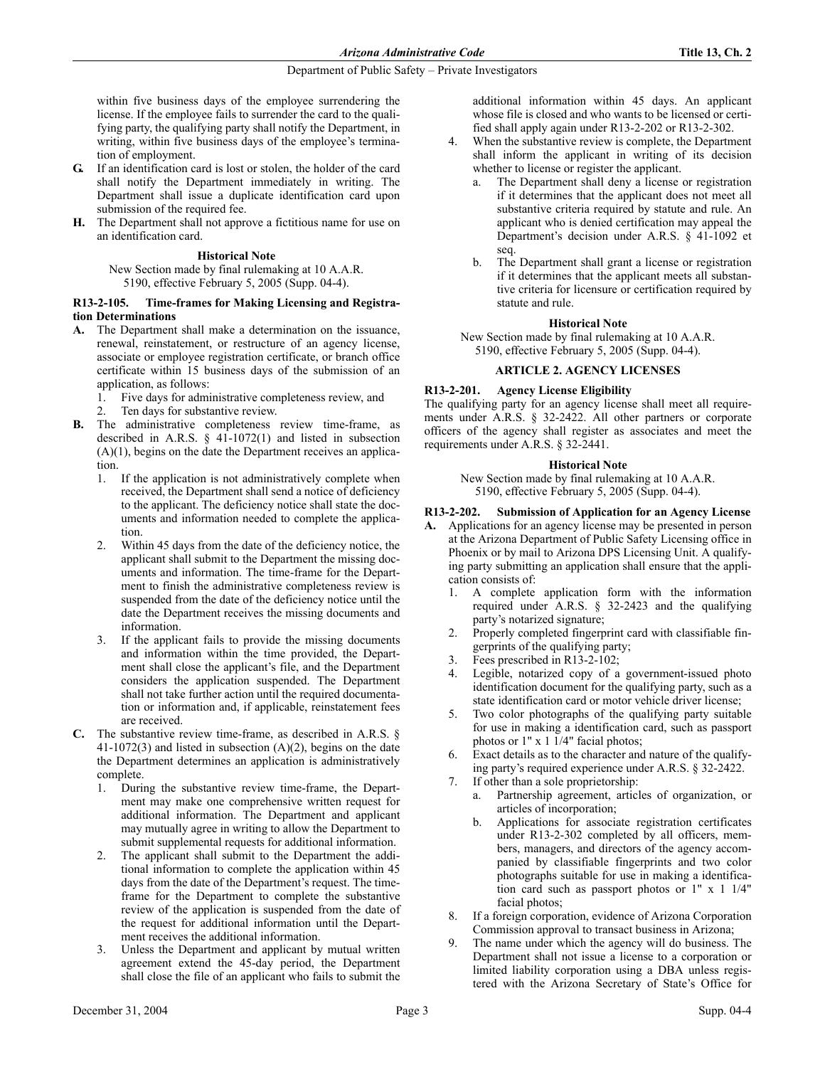within five business days of the employee surrendering the license. If the employee fails to surrender the card to the qualifying party, the qualifying party shall notify the Department, in writing, within five business days of the employee's termination of employment.

**G.** If an identification card is lost or stolen, the holder of the card shall notify the Department immediately in writing. The Department shall issue a duplicate identification card upon submission of the required fee.

**H.** The Department shall not approve a fictitious name for use on an identification card.

**Historical Note**

New Section made by final rulemaking at 10 A.A.R. 5190, effective February 5, 2005 (Supp. 04-4).

**R13-2-105. Time-frames for Making Licensing and Registration Determinations**

**A.** The Department shall make a determination on the issuance, renewal, reinstatement, or restructure of an agency license, associate or employee registration certificate, or branch office certificate within 15 business days of the submission of an application, as follows:

1. Five days for administrative completeness review, and
2. Ten days for substantive review.

**B.** The administrative completeness review time-frame, as described in A.R.S. § 41-1072(1) and listed in subsection (A)(1), begins on the date the Department receives an application.

1. If the application is not administratively complete when received, the Department shall send a notice of deficiency to the applicant. The deficiency notice shall state the documents and information needed to complete the application.
2. Within 45 days from the date of the deficiency notice, the applicant shall submit to the Department the missing documents and information. The time-frame for the Department to finish the administrative completeness review is suspended from the date of the deficiency notice until the date the Department receives the missing documents and information.
3. If the applicant fails to provide the missing documents and information within the time provided, the Department shall close the applicant's file, and the Department considers the application suspended. The Department shall not take further action until the required documentation or information and, if applicable, reinstatement fees are received.

**C.** The substantive review time-frame, as described in A.R.S. § 41-1072(3) and listed in subsection (A)(2), begins on the date the Department determines an application is administratively complete.

1. During the substantive review time-frame, the Department may make one comprehensive written request for additional information. The Department and applicant may mutually agree in writing to allow the Department to submit supplemental requests for additional information.
2. The applicant shall submit to the Department the additional information to complete the application within 45 days from the date of the Department's request. The time-frame for the Department to complete the substantive review of the application is suspended from the date of the request for additional information until the Department receives the additional information.
3. Unless the Department and applicant by mutual written agreement extend the 45-day period, the Department shall close the file of an applicant who fails to submit the additional information within 45 days. An applicant whose file is closed and who wants to be licensed or certified shall apply again under R13-2-202 or R13-2-302.
4. When the substantive review is complete, the Department shall inform the applicant in writing of its decision whether to license or register the applicant.
   a. The Department shall deny a license or registration if it determines that the applicant does not meet all substantive criteria required by statute and rule. An applicant who is denied certification may appeal the Department's decision under A.R.S. § 41-1092 et seq.
   b. The Department shall grant a license or registration if it determines that the applicant meets all substantive criteria for licensure or certification required by statute and rule.

**Historical Note**

New Section made by final rulemaking at 10 A.A.R. 5190, effective February 5, 2005 (Supp. 04-4).

## ARTICLE 2. AGENCY LICENSES

**R13-2-201. Agency License Eligibility**

The qualifying party for an agency license shall meet all requirements under A.R.S. § 32-2422. All other partners or corporate officers of the agency shall register as associates and meet the requirements under A.R.S. § 32-2441.

**Historical Note**

New Section made by final rulemaking at 10 A.A.R. 5190, effective February 5, 2005 (Supp. 04-4).

**R13-2-202. Submission of Application for an Agency License**

**A.** Applications for an agency license may be presented in person at the Arizona Department of Public Safety Licensing office in Phoenix or by mail to Arizona DPS Licensing Unit. A qualifying party submitting an application shall ensure that the application consists of:

1. A complete application form with the information required under A.R.S. § 32-2423 and the qualifying party's notarized signature;
2. Properly completed fingerprint card with classifiable fingerprints of the qualifying party;
3. Fees prescribed in R13-2-102;
4. Legible, notarized copy of a government-issued photo identification document for the qualifying party, such as a state identification card or motor vehicle driver license;
5. Two color photographs of the qualifying party suitable for use in making a identification card, such as passport photos or 1" x 1 1/4" facial photos;
6. Exact details as to the character and nature of the qualifying party's required experience under A.R.S. § 32-2422.
7. If other than a sole proprietorship:
   a. Partnership agreement, articles of organization, or articles of incorporation;
   b. Applications for associate registration certificates under R13-2-302 completed by all officers, members, managers, and directors of the agency accompanied by classifiable fingerprints and two color photographs suitable for use in making a identification card such as passport photos or 1" x 1 1/4" facial photos;
8. If a foreign corporation, evidence of Arizona Corporation Commission approval to transact business in Arizona;
9. The name under which the agency will do business. The Department shall not issue a license to a corporation or limited liability corporation using a DBA unless registered with the Arizona Secretary of State's Office for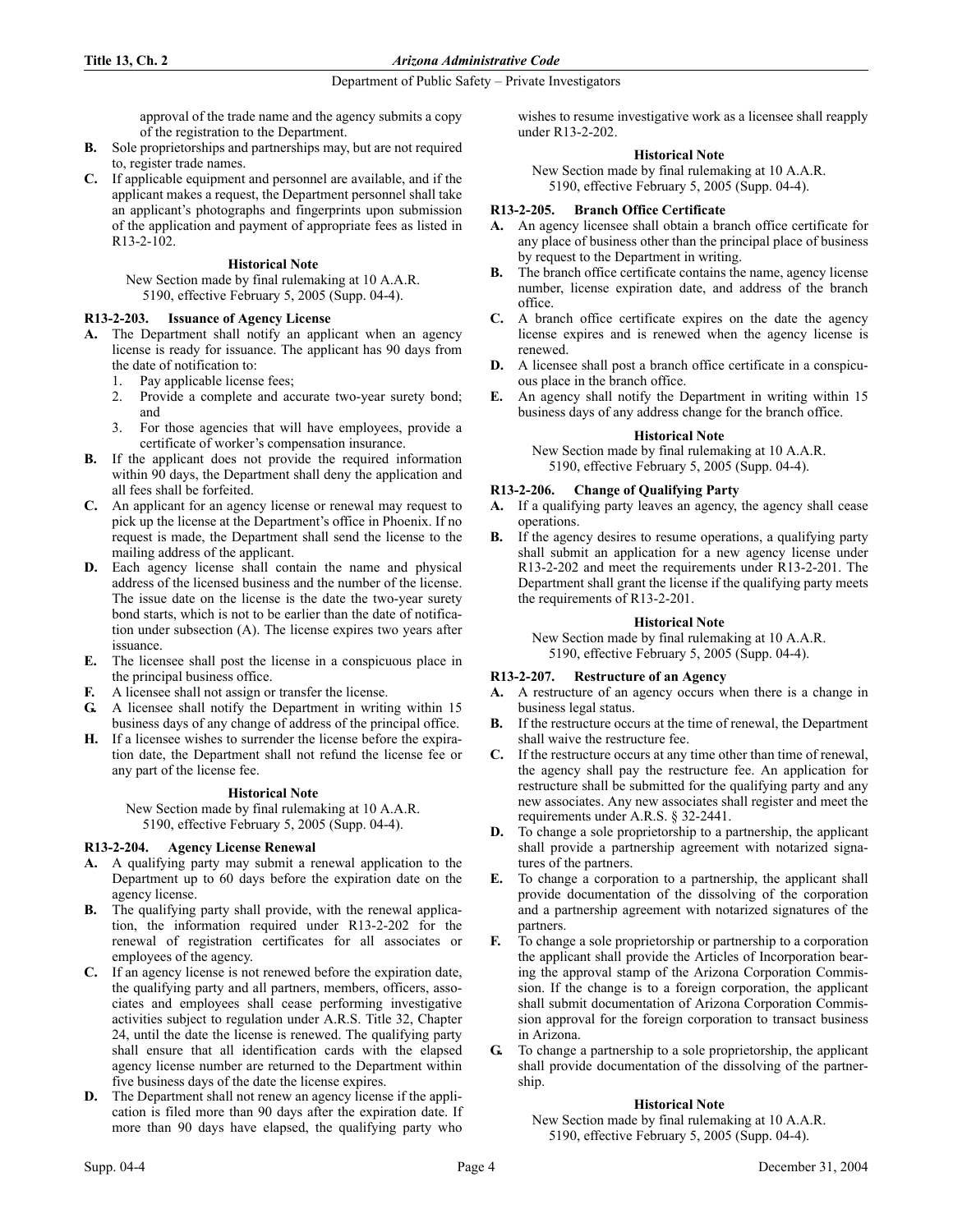approval of the trade name and the agency submits a copy of the registration to the Department.

**B.** Sole proprietorships and partnerships may, but are not required to, register trade names.

**C.** If applicable equipment and personnel are available, and if the applicant makes a request, the Department personnel shall take an applicant's photographs and fingerprints upon submission of the application and payment of appropriate fees as listed in R13-2-102.

**Historical Note**

New Section made by final rulemaking at 10 A.A.R. 5190, effective February 5, 2005 (Supp. 04-4).

### R13-2-203. Issuance of Agency License

**A.** The Department shall notify an applicant when an agency license is ready for issuance. The applicant has 90 days from the date of notification to:

1. Pay applicable license fees;
2. Provide a complete and accurate two-year surety bond; and
3. For those agencies that will have employees, provide a certificate of worker's compensation insurance.

**B.** If the applicant does not provide the required information within 90 days, the Department shall deny the application and all fees shall be forfeited.

**C.** An applicant for an agency license or renewal may request to pick up the license at the Department's office in Phoenix. If no request is made, the Department shall send the license to the mailing address of the applicant.

**D.** Each agency license shall contain the name and physical address of the licensed business and the number of the license. The issue date on the license is the date the two-year surety bond starts, which is not to be earlier than the date of notification under subsection (A). The license expires two years after issuance.

**E.** The licensee shall post the license in a conspicuous place in the principal business office.

**F.** A licensee shall not assign or transfer the license.

**G.** A licensee shall notify the Department in writing within 15 business days of any change of address of the principal office.

**H.** If a licensee wishes to surrender the license before the expiration date, the Department shall not refund the license fee or any part of the license fee.

**Historical Note**

New Section made by final rulemaking at 10 A.A.R. 5190, effective February 5, 2005 (Supp. 04-4).

### R13-2-204. Agency License Renewal

**A.** A qualifying party may submit a renewal application to the Department up to 60 days before the expiration date on the agency license.

**B.** The qualifying party shall provide, with the renewal application, the information required under R13-2-202 for the renewal of registration certificates for all associates or employees of the agency.

**C.** If an agency license is not renewed before the expiration date, the qualifying party and all partners, members, officers, associates and employees shall cease performing investigative activities subject to regulation under A.R.S. Title 32, Chapter 24, until the date the license is renewed. The qualifying party shall ensure that all identification cards with the elapsed agency license number are returned to the Department within five business days of the date the license expires.

**D.** The Department shall not renew an agency license if the application is filed more than 90 days after the expiration date. If more than 90 days have elapsed, the qualifying party who wishes to resume investigative work as a licensee shall reapply under R13-2-202.

**Historical Note**

New Section made by final rulemaking at 10 A.A.R. 5190, effective February 5, 2005 (Supp. 04-4).

### R13-2-205. Branch Office Certificate

**A.** An agency licensee shall obtain a branch office certificate for any place of business other than the principal place of business by request to the Department in writing.

**B.** The branch office certificate contains the name, agency license number, license expiration date, and address of the branch office.

**C.** A branch office certificate expires on the date the agency license expires and is renewed when the agency license is renewed.

**D.** A licensee shall post a branch office certificate in a conspicuous place in the branch office.

**E.** An agency shall notify the Department in writing within 15 business days of any address change for the branch office.

**Historical Note**

New Section made by final rulemaking at 10 A.A.R. 5190, effective February 5, 2005 (Supp. 04-4).

### R13-2-206. Change of Qualifying Party

**A.** If a qualifying party leaves an agency, the agency shall cease operations.

**B.** If the agency desires to resume operations, a qualifying party shall submit an application for a new agency license under R13-2-202 and meet the requirements under R13-2-201. The Department shall grant the license if the qualifying party meets the requirements of R13-2-201.

**Historical Note**

New Section made by final rulemaking at 10 A.A.R. 5190, effective February 5, 2005 (Supp. 04-4).

### R13-2-207. Restructure of an Agency

**A.** A restructure of an agency occurs when there is a change in business legal status.

**B.** If the restructure occurs at the time of renewal, the Department shall waive the restructure fee.

**C.** If the restructure occurs at any time other than time of renewal, the agency shall pay the restructure fee. An application for restructure shall be submitted for the qualifying party and any new associates. Any new associates shall register and meet the requirements under A.R.S. § 32-2441.

**D.** To change a sole proprietorship to a partnership, the applicant shall provide a partnership agreement with notarized signatures of the partners.

**E.** To change a corporation to a partnership, the applicant shall provide documentation of the dissolving of the corporation and a partnership agreement with notarized signatures of the partners.

**F.** To change a sole proprietorship or partnership to a corporation the applicant shall provide the Articles of Incorporation bearing the approval stamp of the Arizona Corporation Commission. If the change is to a foreign corporation, the applicant shall submit documentation of Arizona Corporation Commission approval for the foreign corporation to transact business in Arizona.

**G.** To change a partnership to a sole proprietorship, the applicant shall provide documentation of the dissolving of the partnership.

**Historical Note**

New Section made by final rulemaking at 10 A.A.R. 5190, effective February 5, 2005 (Supp. 04-4).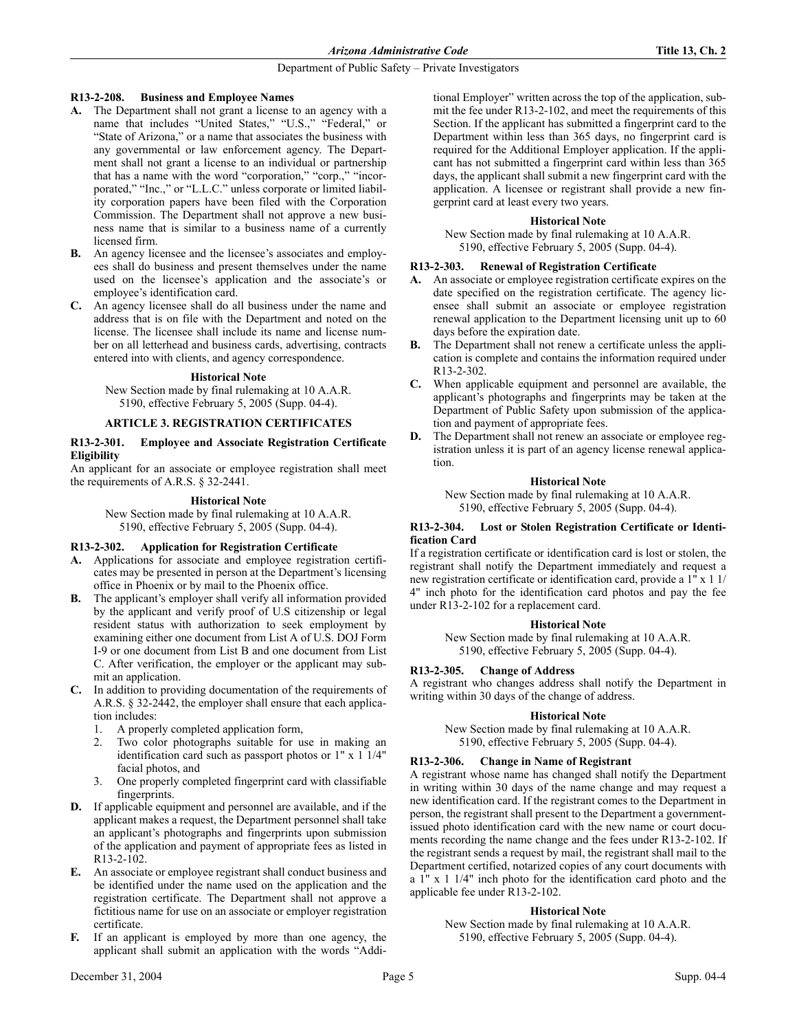### R13-2-208. Business and Employee Names

**A.** The Department shall not grant a license to an agency with a name that includes "United States," "U.S.," "Federal," or "State of Arizona," or a name that associates the business with any governmental or law enforcement agency. The Department shall not grant a license to an individual or partnership that has a name with the word "corporation," "corp.," "incorporated," "Inc.," or "L.L.C." unless corporate or limited liability corporation papers have been filed with the Corporation Commission. The Department shall not approve a new business name that is similar to a business name of a currently licensed firm.

**B.** An agency licensee and the licensee's associates and employees shall do business and present themselves under the name used on the licensee's application and the associate's or employee's identification card.

**C.** An agency licensee shall do all business under the name and address that is on file with the Department and noted on the license. The licensee shall include its name and license number on all letterhead and business cards, advertising, contracts entered into with clients, and agency correspondence.

**Historical Note**

New Section made by final rulemaking at 10 A.A.R. 5190, effective February 5, 2005 (Supp. 04-4).

## ARTICLE 3. REGISTRATION CERTIFICATES

### R13-2-301. Employee and Associate Registration Certificate Eligibility

An applicant for an associate or employee registration shall meet the requirements of A.R.S. § 32-2441.

**Historical Note**

New Section made by final rulemaking at 10 A.A.R. 5190, effective February 5, 2005 (Supp. 04-4).

### R13-2-302. Application for Registration Certificate

**A.** Applications for associate and employee registration certificates may be presented in person at the Department's licensing office in Phoenix or by mail to the Phoenix office.

**B.** The applicant's employer shall verify all information provided by the applicant and verify proof of U.S citizenship or legal resident status with authorization to seek employment by examining either one document from List A of U.S. DOJ Form I-9 or one document from List B and one document from List C. After verification, the employer or the applicant may submit an application.

**C.** In addition to providing documentation of the requirements of A.R.S. § 32-2442, the employer shall ensure that each application includes:

1. A properly completed application form,
2. Two color photographs suitable for use in making an identification card such as passport photos or 1" x 1 1/4" facial photos, and
3. One properly completed fingerprint card with classifiable fingerprints.

**D.** If applicable equipment and personnel are available, and if the applicant makes a request, the Department personnel shall take an applicant's photographs and fingerprints upon submission of the application and payment of appropriate fees as listed in R13-2-102.

**E.** An associate or employee registrant shall conduct business and be identified under the name used on the application and the registration certificate. The Department shall not approve a fictitious name for use on an associate or employer registration certificate.

**F.** If an applicant is employed by more than one agency, the applicant shall submit an application with the words "Additional Employer" written across the top of the application, submit the fee under R13-2-102, and meet the requirements of this Section. If the applicant has submitted a fingerprint card to the Department within less than 365 days, no fingerprint card is required for the Additional Employer application. If the applicant has not submitted a fingerprint card within less than 365 days, the applicant shall submit a new fingerprint card with the application. A licensee or registrant shall provide a new fingerprint card at least every two years.

**Historical Note**

New Section made by final rulemaking at 10 A.A.R. 5190, effective February 5, 2005 (Supp. 04-4).

### R13-2-303. Renewal of Registration Certificate

**A.** An associate or employee registration certificate expires on the date specified on the registration certificate. The agency licensee shall submit an associate or employee registration renewal application to the Department licensing unit up to 60 days before the expiration date.

**B.** The Department shall not renew a certificate unless the application is complete and contains the information required under R13-2-302.

**C.** When applicable equipment and personnel are available, the applicant's photographs and fingerprints may be taken at the Department of Public Safety upon submission of the application and payment of appropriate fees.

**D.** The Department shall not renew an associate or employee registration unless it is part of an agency license renewal application.

**Historical Note**

New Section made by final rulemaking at 10 A.A.R. 5190, effective February 5, 2005 (Supp. 04-4).

### R13-2-304. Lost or Stolen Registration Certificate or Identification Card

If a registration certificate or identification card is lost or stolen, the registrant shall notify the Department immediately and request a new registration certificate or identification card, provide a 1" x 1 1/4" inch photo for the identification card photos and pay the fee under R13-2-102 for a replacement card.

**Historical Note**

New Section made by final rulemaking at 10 A.A.R. 5190, effective February 5, 2005 (Supp. 04-4).

### R13-2-305. Change of Address

A registrant who changes address shall notify the Department in writing within 30 days of the change of address.

**Historical Note**

New Section made by final rulemaking at 10 A.A.R. 5190, effective February 5, 2005 (Supp. 04-4).

### R13-2-306. Change in Name of Registrant

A registrant whose name has changed shall notify the Department in writing within 30 days of the name change and may request a new identification card. If the registrant comes to the Department in person, the registrant shall present to the Department a government-issued photo identification card with the new name or court documents recording the name change and the fees under R13-2-102. If the registrant sends a request by mail, the registrant shall mail to the Department certified, notarized copies of any court documents with a 1" x 1 1/4" inch photo for the identification card photo and the applicable fee under R13-2-102.

**Historical Note**

New Section made by final rulemaking at 10 A.A.R. 5190, effective February 5, 2005 (Supp. 04-4).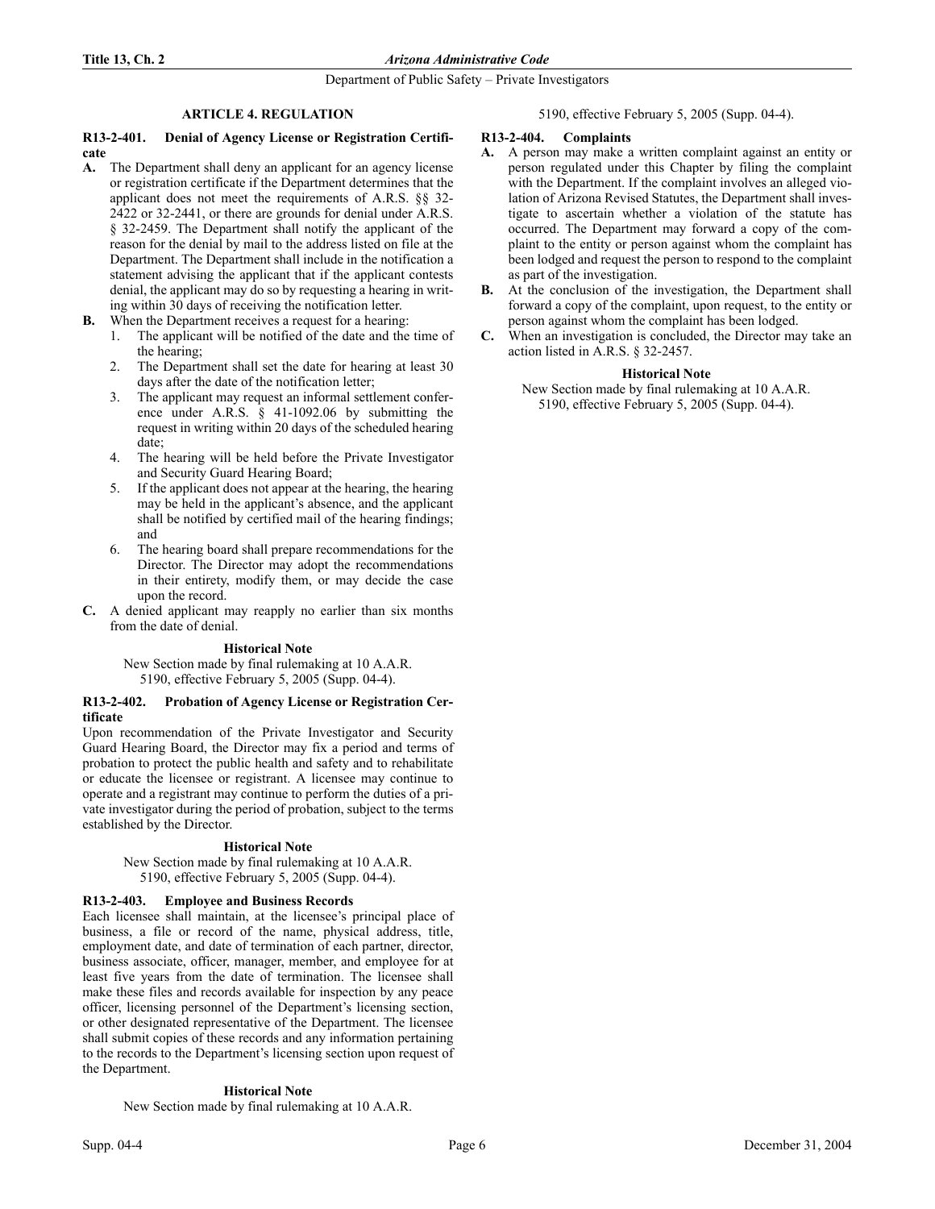## ARTICLE 4. REGULATION

### R13-2-401. Denial of Agency License or Registration Certificate

**A.** The Department shall deny an applicant for an agency license or registration certificate if the Department determines that the applicant does not meet the requirements of A.R.S. §§ 32-2422 or 32-2441, or there are grounds for denial under A.R.S. § 32-2459. The Department shall notify the applicant of the reason for the denial by mail to the address listed on file at the Department. The Department shall include in the notification a statement advising the applicant that if the applicant contests denial, the applicant may do so by requesting a hearing in writing within 30 days of receiving the notification letter.

**B.** When the Department receives a request for a hearing:

1. The applicant will be notified of the date and the time of the hearing;
2. The Department shall set the date for hearing at least 30 days after the date of the notification letter;
3. The applicant may request an informal settlement conference under A.R.S. § 41-1092.06 by submitting the request in writing within 20 days of the scheduled hearing date;
4. The hearing will be held before the Private Investigator and Security Guard Hearing Board;
5. If the applicant does not appear at the hearing, the hearing may be held in the applicant's absence, and the applicant shall be notified by certified mail of the hearing findings; and
6. The hearing board shall prepare recommendations for the Director. The Director may adopt the recommendations in their entirety, modify them, or may decide the case upon the record.

**C.** A denied applicant may reapply no earlier than six months from the date of denial.

**Historical Note**

New Section made by final rulemaking at 10 A.A.R. 5190, effective February 5, 2005 (Supp. 04-4).

### R13-2-402. Probation of Agency License or Registration Certificate

Upon recommendation of the Private Investigator and Security Guard Hearing Board, the Director may fix a period and terms of probation to protect the public health and safety and to rehabilitate or educate the licensee or registrant. A licensee may continue to operate and a registrant may continue to perform the duties of a private investigator during the period of probation, subject to the terms established by the Director.

**Historical Note**

New Section made by final rulemaking at 10 A.A.R. 5190, effective February 5, 2005 (Supp. 04-4).

### R13-2-403. Employee and Business Records

Each licensee shall maintain, at the licensee's principal place of business, a file or record of the name, physical address, title, employment date, and date of termination of each partner, director, business associate, officer, manager, member, and employee for at least five years from the date of termination. The licensee shall make these files and records available for inspection by any peace officer, licensing personnel of the Department's licensing section, or other designated representative of the Department. The licensee shall submit copies of these records and any information pertaining to the records to the Department's licensing section upon request of the Department.

**Historical Note**

New Section made by final rulemaking at 10 A.A.R. 5190, effective February 5, 2005 (Supp. 04-4).

### R13-2-404. Complaints

**A.** A person may make a written complaint against an entity or person regulated under this Chapter by filing the complaint with the Department. If the complaint involves an alleged violation of Arizona Revised Statutes, the Department shall investigate to ascertain whether a violation of the statute has occurred. The Department may forward a copy of the complaint to the entity or person against whom the complaint has been lodged and request the person to respond to the complaint as part of the investigation.

**B.** At the conclusion of the investigation, the Department shall forward a copy of the complaint, upon request, to the entity or person against whom the complaint has been lodged.

**C.** When an investigation is concluded, the Director may take an action listed in A.R.S. § 32-2457.

**Historical Note**

New Section made by final rulemaking at 10 A.A.R. 5190, effective February 5, 2005 (Supp. 04-4).